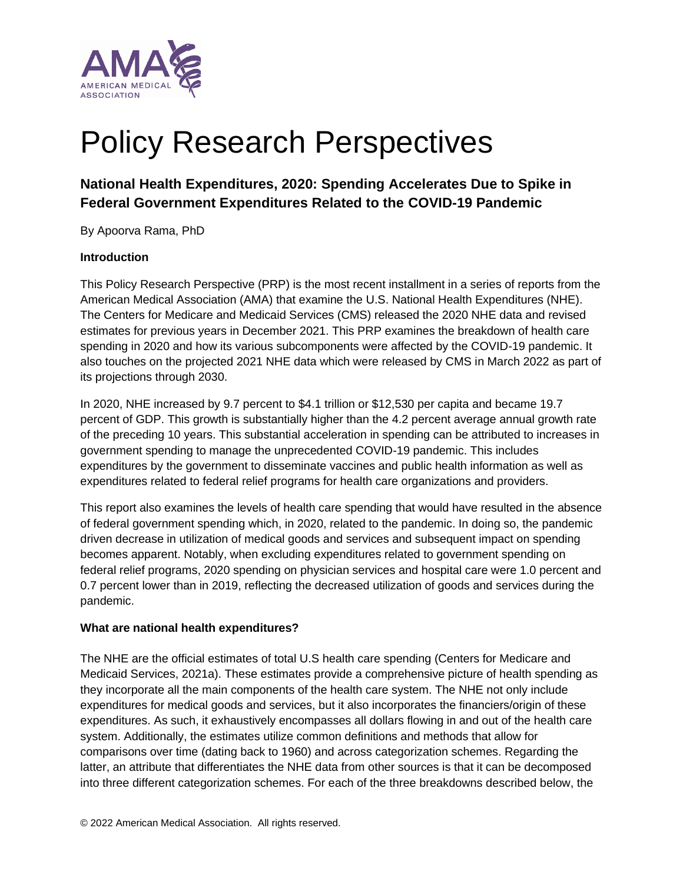AMA AMERICAN MEDICAL ASSOCIATION

# Policy Research Perspectives

## National Health Expenditures, 2020: Spending Accelerates Due to Spike in Federal Government Expenditures Related to the COVID-19 Pandemic

By Apoorva Rama, PhD

### Introduction

This Policy Research Perspective (PRP) is the most recent installment in a series of reports from the American Medical Association (AMA) that examine the U.S. National Health Expenditures (NHE). The Centers for Medicare and Medicaid Services (CMS) released the 2020 NHE data and revised estimates for previous years in December 2021. This PRP examines the breakdown of health care spending in 2020 and how its various subcomponents were affected by the COVID-19 pandemic. It also touches on the projected 2021 NHE data which were released by CMS in March 2022 as part of its projections through 2030.

In 2020, NHE increased by 9.7 percent to $4.1 trillion or $12,530 per capita and became 19.7 percent of GDP. This growth is substantially higher than the 4.2 percent average annual growth rate of the preceding 10 years. This substantial acceleration in spending can be attributed to increases in government spending to manage the unprecedented COVID-19 pandemic. This includes expenditures by the government to disseminate vaccines and public health information as well as expenditures related to federal relief programs for health care organizations and providers.

This report also examines the levels of health care spending that would have resulted in the absence of federal government spending which, in 2020, related to the pandemic. In doing so, the pandemic driven decrease in utilization of medical goods and services and subsequent impact on spending becomes apparent. Notably, when excluding expenditures related to government spending on federal relief programs, 2020 spending on physician services and hospital care were 1.0 percent and 0.7 percent lower than in 2019, reflecting the decreased utilization of goods and services during the pandemic.

### What are national health expenditures?

The NHE are the official estimates of total U.S health care spending (Centers for Medicare and Medicaid Services, 2021a). These estimates provide a comprehensive picture of health spending as they incorporate all the main components of the health care system. The NHE not only include expenditures for medical goods and services, but it also incorporates the financiers/origin of these expenditures. As such, it exhaustively encompasses all dollars flowing in and out of the health care system. Additionally, the estimates utilize common definitions and methods that allow for comparisons over time (dating back to 1960) and across categorization schemes. Regarding the latter, an attribute that differentiates the NHE data from other sources is that it can be decomposed into three different categorization schemes. For each of the three breakdowns described below, the

© 2022 American Medical Association. All rights reserved.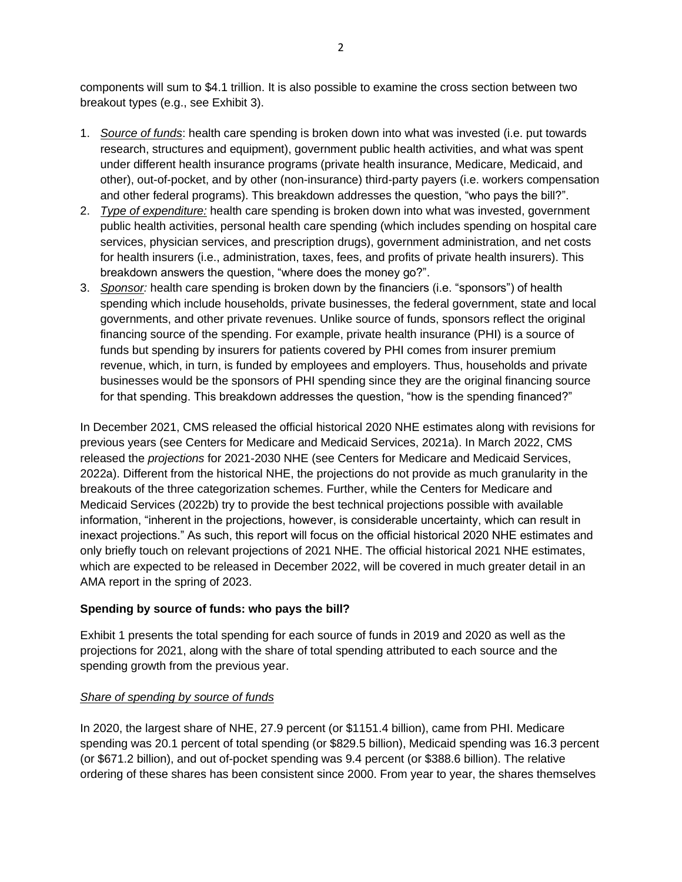components will sum to $4.1 trillion. It is also possible to examine the cross section between two breakout types (e.g., see Exhibit 3).

1. *Source of funds*: health care spending is broken down into what was invested (i.e. put towards research, structures and equipment), government public health activities, and what was spent under different health insurance programs (private health insurance, Medicare, Medicaid, and other), out-of-pocket, and by other (non-insurance) third-party payers (i.e. workers compensation and other federal programs). This breakdown addresses the question, "who pays the bill?".
2. *Type of expenditure:* health care spending is broken down into what was invested, government public health activities, personal health care spending (which includes spending on hospital care services, physician services, and prescription drugs), government administration, and net costs for health insurers (i.e., administration, taxes, fees, and profits of private health insurers). This breakdown answers the question, "where does the money go?".
3. *Sponsor:* health care spending is broken down by the financiers (i.e. "sponsors") of health spending which include households, private businesses, the federal government, state and local governments, and other private revenues. Unlike source of funds, sponsors reflect the original financing source of the spending. For example, private health insurance (PHI) is a source of funds but spending by insurers for patients covered by PHI comes from insurer premium revenue, which, in turn, is funded by employees and employers. Thus, households and private businesses would be the sponsors of PHI spending since they are the original financing source for that spending. This breakdown addresses the question, "how is the spending financed?"

In December 2021, CMS released the official historical 2020 NHE estimates along with revisions for previous years (see Centers for Medicare and Medicaid Services, 2021a). In March 2022, CMS released the *projections* for 2021-2030 NHE (see Centers for Medicare and Medicaid Services, 2022a). Different from the historical NHE, the projections do not provide as much granularity in the breakouts of the three categorization schemes. Further, while the Centers for Medicare and Medicaid Services (2022b) try to provide the best technical projections possible with available information, "inherent in the projections, however, is considerable uncertainty, which can result in inexact projections." As such, this report will focus on the official historical 2020 NHE estimates and only briefly touch on relevant projections of 2021 NHE. The official historical 2021 NHE estimates, which are expected to be released in December 2022, will be covered in much greater detail in an AMA report in the spring of 2023.

**Spending by source of funds: who pays the bill?**

Exhibit 1 presents the total spending for each source of funds in 2019 and 2020 as well as the projections for 2021, along with the share of total spending attributed to each source and the spending growth from the previous year.

*Share of spending by source of funds*

In 2020, the largest share of NHE, 27.9 percent (or $1151.4 billion), came from PHI. Medicare spending was 20.1 percent of total spending (or $829.5 billion), Medicaid spending was 16.3 percent (or $671.2 billion), and out of-pocket spending was 9.4 percent (or $388.6 billion). The relative ordering of these shares has been consistent since 2000. From year to year, the shares themselves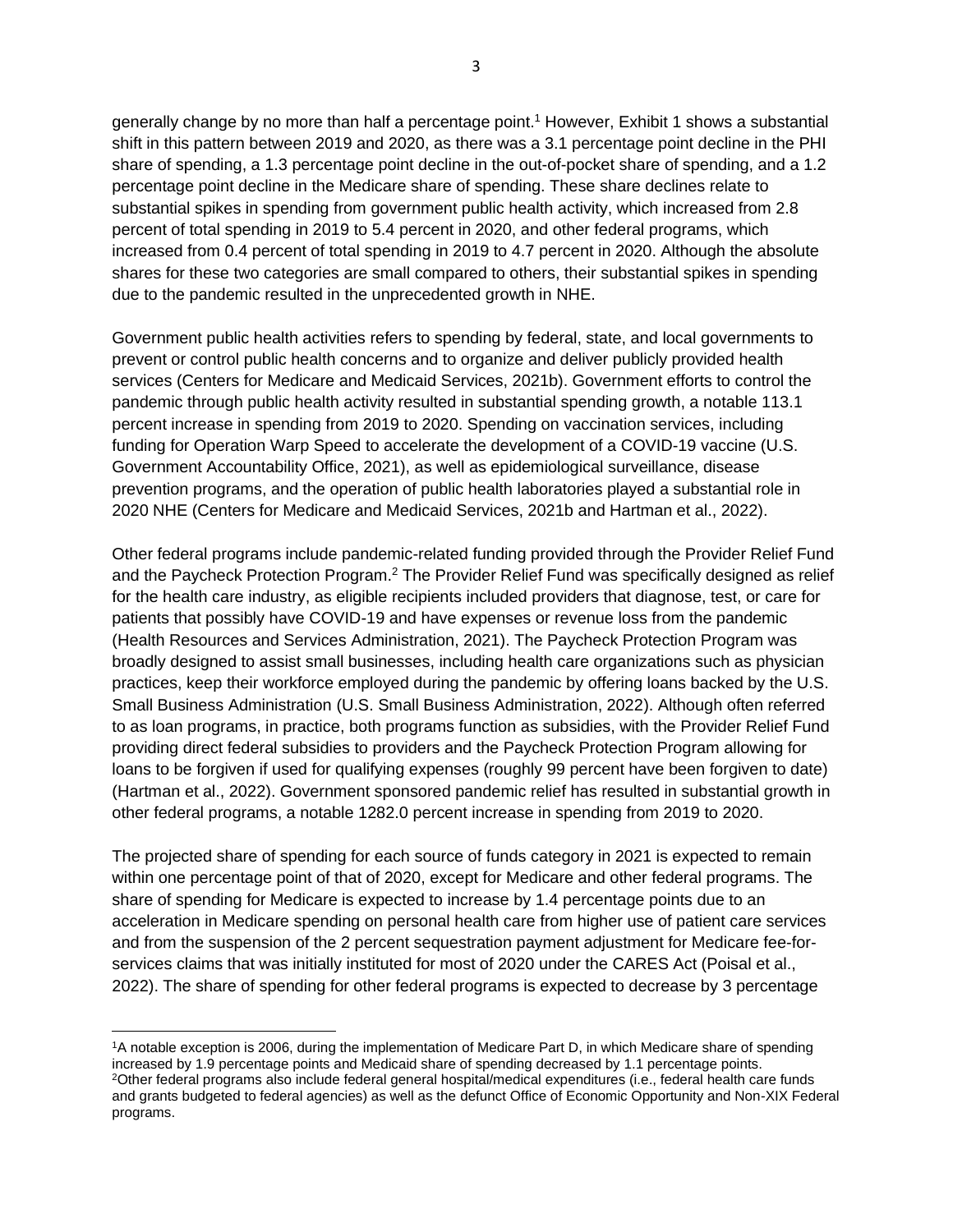generally change by no more than half a percentage point.[1] However, Exhibit 1 shows a substantial shift in this pattern between 2019 and 2020, as there was a 3.1 percentage point decline in the PHI share of spending, a 1.3 percentage point decline in the out-of-pocket share of spending, and a 1.2 percentage point decline in the Medicare share of spending. These share declines relate to substantial spikes in spending from government public health activity, which increased from 2.8 percent of total spending in 2019 to 5.4 percent in 2020, and other federal programs, which increased from 0.4 percent of total spending in 2019 to 4.7 percent in 2020. Although the absolute shares for these two categories are small compared to others, their substantial spikes in spending due to the pandemic resulted in the unprecedented growth in NHE.

Government public health activities refers to spending by federal, state, and local governments to prevent or control public health concerns and to organize and deliver publicly provided health services (Centers for Medicare and Medicaid Services, 2021b). Government efforts to control the pandemic through public health activity resulted in substantial spending growth, a notable 113.1 percent increase in spending from 2019 to 2020. Spending on vaccination services, including funding for Operation Warp Speed to accelerate the development of a COVID-19 vaccine (U.S. Government Accountability Office, 2021), as well as epidemiological surveillance, disease prevention programs, and the operation of public health laboratories played a substantial role in 2020 NHE (Centers for Medicare and Medicaid Services, 2021b and Hartman et al., 2022).

Other federal programs include pandemic-related funding provided through the Provider Relief Fund and the Paycheck Protection Program.[2] The Provider Relief Fund was specifically designed as relief for the health care industry, as eligible recipients included providers that diagnose, test, or care for patients that possibly have COVID-19 and have expenses or revenue loss from the pandemic (Health Resources and Services Administration, 2021). The Paycheck Protection Program was broadly designed to assist small businesses, including health care organizations such as physician practices, keep their workforce employed during the pandemic by offering loans backed by the U.S. Small Business Administration (U.S. Small Business Administration, 2022). Although often referred to as loan programs, in practice, both programs function as subsidies, with the Provider Relief Fund providing direct federal subsidies to providers and the Paycheck Protection Program allowing for loans to be forgiven if used for qualifying expenses (roughly 99 percent have been forgiven to date) (Hartman et al., 2022). Government sponsored pandemic relief has resulted in substantial growth in other federal programs, a notable 1282.0 percent increase in spending from 2019 to 2020.

The projected share of spending for each source of funds category in 2021 is expected to remain within one percentage point of that of 2020, except for Medicare and other federal programs. The share of spending for Medicare is expected to increase by 1.4 percentage points due to an acceleration in Medicare spending on personal health care from higher use of patient care services and from the suspension of the 2 percent sequestration payment adjustment for Medicare fee-for-services claims that was initially instituted for most of 2020 under the CARES Act (Poisal et al., 2022). The share of spending for other federal programs is expected to decrease by 3 percentage

[1]A notable exception is 2006, during the implementation of Medicare Part D, in which Medicare share of spending increased by 1.9 percentage points and Medicaid share of spending decreased by 1.1 percentage points.

[2]Other federal programs also include federal general hospital/medical expenditures (i.e., federal health care funds and grants budgeted to federal agencies) as well as the defunct Office of Economic Opportunity and Non-XIX Federal programs.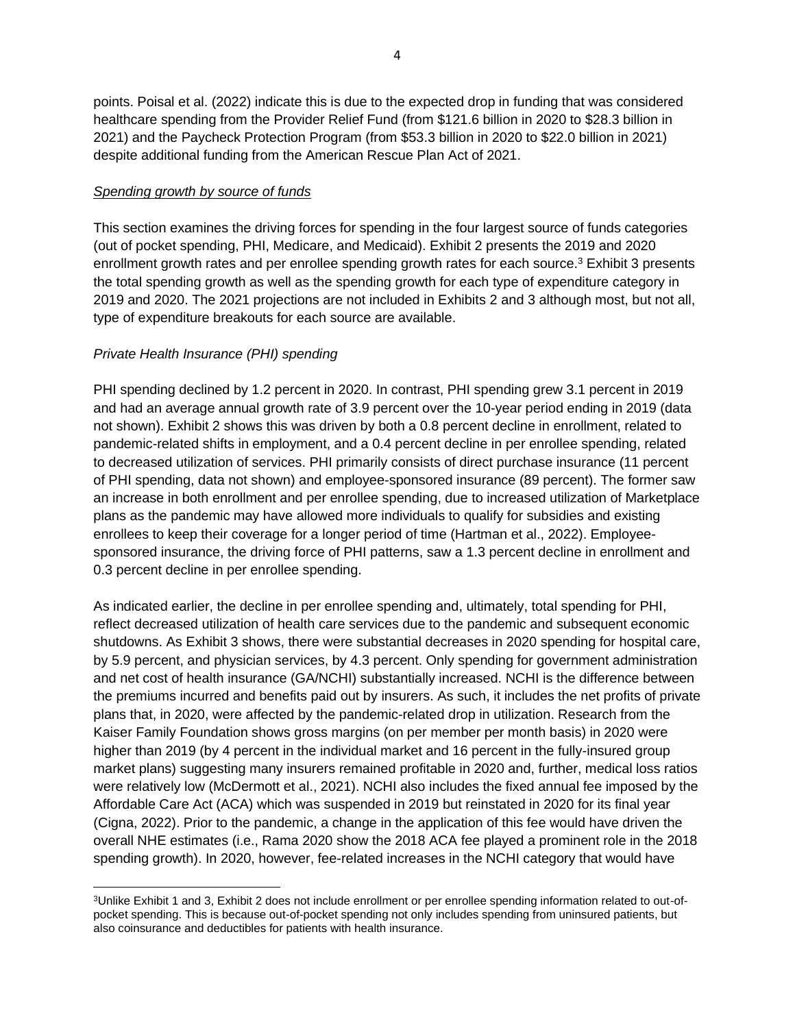points. Poisal et al. (2022) indicate this is due to the expected drop in funding that was considered healthcare spending from the Provider Relief Fund (from $121.6 billion in 2020 to $28.3 billion in 2021) and the Paycheck Protection Program (from $53.3 billion in 2020 to $22.0 billion in 2021) despite additional funding from the American Rescue Plan Act of 2021.

_Spending growth by source of funds_

This section examines the driving forces for spending in the four largest source of funds categories (out of pocket spending, PHI, Medicare, and Medicaid). Exhibit 2 presents the 2019 and 2020 enrollment growth rates and per enrollee spending growth rates for each source.[3] Exhibit 3 presents the total spending growth as well as the spending growth for each type of expenditure category in 2019 and 2020. The 2021 projections are not included in Exhibits 2 and 3 although most, but not all, type of expenditure breakouts for each source are available.

*Private Health Insurance (PHI) spending*

PHI spending declined by 1.2 percent in 2020. In contrast, PHI spending grew 3.1 percent in 2019 and had an average annual growth rate of 3.9 percent over the 10-year period ending in 2019 (data not shown). Exhibit 2 shows this was driven by both a 0.8 percent decline in enrollment, related to pandemic-related shifts in employment, and a 0.4 percent decline in per enrollee spending, related to decreased utilization of services. PHI primarily consists of direct purchase insurance (11 percent of PHI spending, data not shown) and employee-sponsored insurance (89 percent). The former saw an increase in both enrollment and per enrollee spending, due to increased utilization of Marketplace plans as the pandemic may have allowed more individuals to qualify for subsidies and existing enrollees to keep their coverage for a longer period of time (Hartman et al., 2022). Employee-sponsored insurance, the driving force of PHI patterns, saw a 1.3 percent decline in enrollment and 0.3 percent decline in per enrollee spending.

As indicated earlier, the decline in per enrollee spending and, ultimately, total spending for PHI, reflect decreased utilization of health care services due to the pandemic and subsequent economic shutdowns. As Exhibit 3 shows, there were substantial decreases in 2020 spending for hospital care, by 5.9 percent, and physician services, by 4.3 percent. Only spending for government administration and net cost of health insurance (GA/NCHI) substantially increased. NCHI is the difference between the premiums incurred and benefits paid out by insurers. As such, it includes the net profits of private plans that, in 2020, were affected by the pandemic-related drop in utilization. Research from the Kaiser Family Foundation shows gross margins (on per member per month basis) in 2020 were higher than 2019 (by 4 percent in the individual market and 16 percent in the fully-insured group market plans) suggesting many insurers remained profitable in 2020 and, further, medical loss ratios were relatively low (McDermott et al., 2021). NCHI also includes the fixed annual fee imposed by the Affordable Care Act (ACA) which was suspended in 2019 but reinstated in 2020 for its final year (Cigna, 2022). Prior to the pandemic, a change in the application of this fee would have driven the overall NHE estimates (i.e., Rama 2020 show the 2018 ACA fee played a prominent role in the 2018 spending growth). In 2020, however, fee-related increases in the NCHI category that would have

---

[3]Unlike Exhibit 1 and 3, Exhibit 2 does not include enrollment or per enrollee spending information related to out-of-pocket spending. This is because out-of-pocket spending not only includes spending from uninsured patients, but also coinsurance and deductibles for patients with health insurance.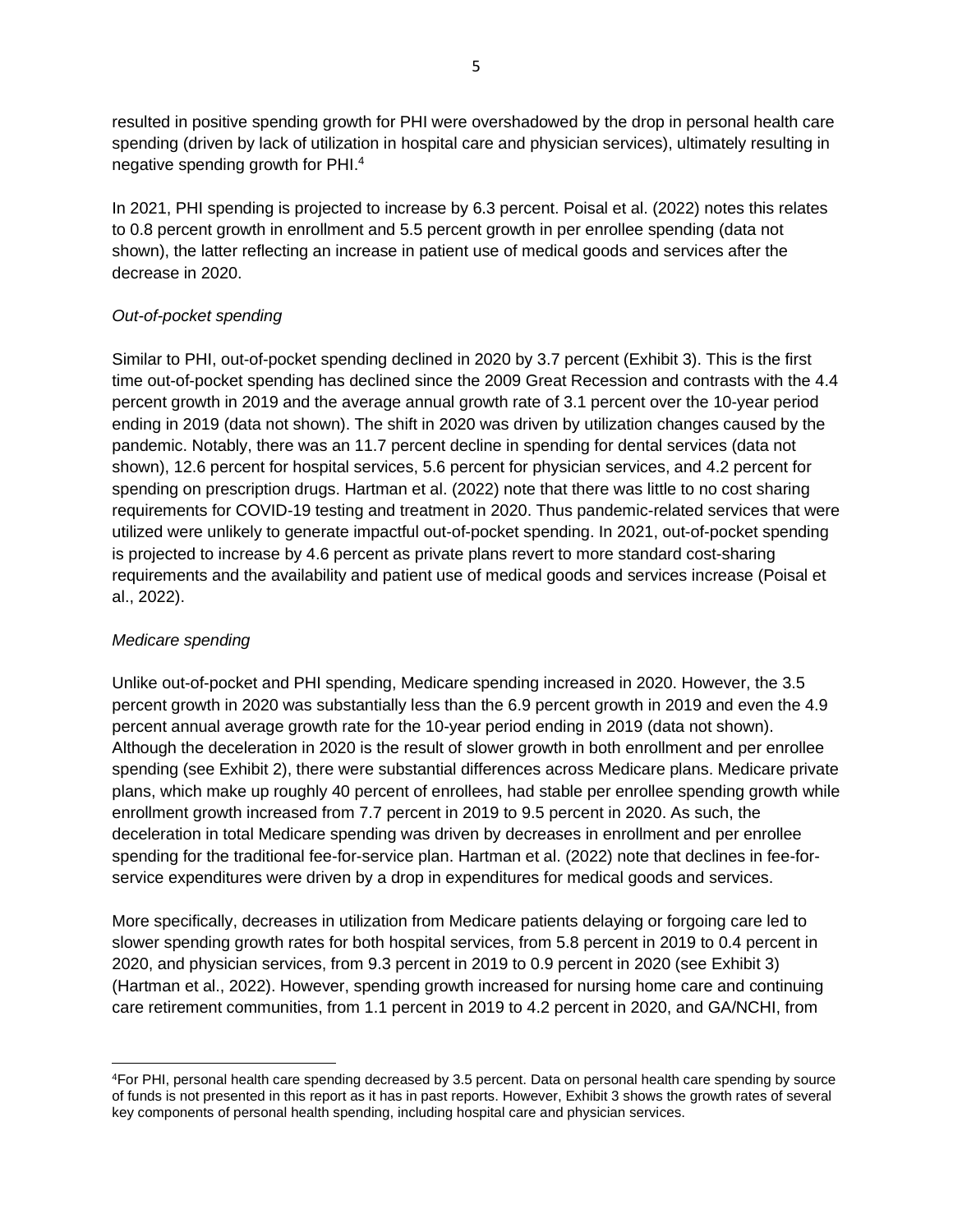resulted in positive spending growth for PHI were overshadowed by the drop in personal health care spending (driven by lack of utilization in hospital care and physician services), ultimately resulting in negative spending growth for PHI.[4]

In 2021, PHI spending is projected to increase by 6.3 percent. Poisal et al. (2022) notes this relates to 0.8 percent growth in enrollment and 5.5 percent growth in per enrollee spending (data not shown), the latter reflecting an increase in patient use of medical goods and services after the decrease in 2020.

*Out-of-pocket spending*

Similar to PHI, out-of-pocket spending declined in 2020 by 3.7 percent (Exhibit 3). This is the first time out-of-pocket spending has declined since the 2009 Great Recession and contrasts with the 4.4 percent growth in 2019 and the average annual growth rate of 3.1 percent over the 10-year period ending in 2019 (data not shown). The shift in 2020 was driven by utilization changes caused by the pandemic. Notably, there was an 11.7 percent decline in spending for dental services (data not shown), 12.6 percent for hospital services, 5.6 percent for physician services, and 4.2 percent for spending on prescription drugs. Hartman et al. (2022) note that there was little to no cost sharing requirements for COVID-19 testing and treatment in 2020. Thus pandemic-related services that were utilized were unlikely to generate impactful out-of-pocket spending. In 2021, out-of-pocket spending is projected to increase by 4.6 percent as private plans revert to more standard cost-sharing requirements and the availability and patient use of medical goods and services increase (Poisal et al., 2022).

*Medicare spending*

Unlike out-of-pocket and PHI spending, Medicare spending increased in 2020. However, the 3.5 percent growth in 2020 was substantially less than the 6.9 percent growth in 2019 and even the 4.9 percent annual average growth rate for the 10-year period ending in 2019 (data not shown). Although the deceleration in 2020 is the result of slower growth in both enrollment and per enrollee spending (see Exhibit 2), there were substantial differences across Medicare plans. Medicare private plans, which make up roughly 40 percent of enrollees, had stable per enrollee spending growth while enrollment growth increased from 7.7 percent in 2019 to 9.5 percent in 2020. As such, the deceleration in total Medicare spending was driven by decreases in enrollment and per enrollee spending for the traditional fee-for-service plan. Hartman et al. (2022) note that declines in fee-for-service expenditures were driven by a drop in expenditures for medical goods and services.

More specifically, decreases in utilization from Medicare patients delaying or forgoing care led to slower spending growth rates for both hospital services, from 5.8 percent in 2019 to 0.4 percent in 2020, and physician services, from 9.3 percent in 2019 to 0.9 percent in 2020 (see Exhibit 3) (Hartman et al., 2022). However, spending growth increased for nursing home care and continuing care retirement communities, from 1.1 percent in 2019 to 4.2 percent in 2020, and GA/NCHI, from

[4]For PHI, personal health care spending decreased by 3.5 percent. Data on personal health care spending by source of funds is not presented in this report as it has in past reports. However, Exhibit 3 shows the growth rates of several key components of personal health spending, including hospital care and physician services.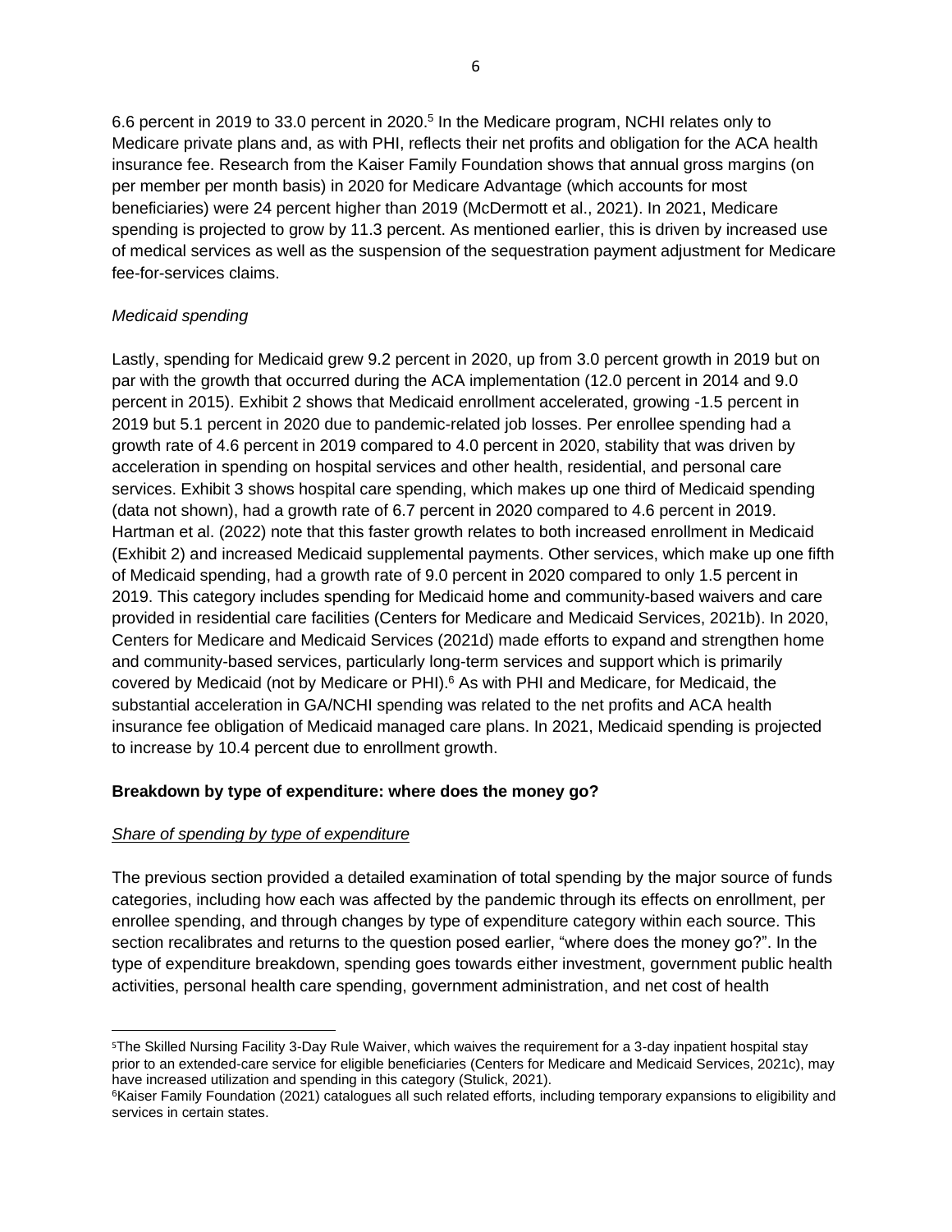6.6 percent in 2019 to 33.0 percent in 2020.[5] In the Medicare program, NCHI relates only to Medicare private plans and, as with PHI, reflects their net profits and obligation for the ACA health insurance fee. Research from the Kaiser Family Foundation shows that annual gross margins (on per member per month basis) in 2020 for Medicare Advantage (which accounts for most beneficiaries) were 24 percent higher than 2019 (McDermott et al., 2021). In 2021, Medicare spending is projected to grow by 11.3 percent. As mentioned earlier, this is driven by increased use of medical services as well as the suspension of the sequestration payment adjustment for Medicare fee-for-services claims.

*Medicaid spending*

Lastly, spending for Medicaid grew 9.2 percent in 2020, up from 3.0 percent growth in 2019 but on par with the growth that occurred during the ACA implementation (12.0 percent in 2014 and 9.0 percent in 2015). Exhibit 2 shows that Medicaid enrollment accelerated, growing -1.5 percent in 2019 but 5.1 percent in 2020 due to pandemic-related job losses. Per enrollee spending had a growth rate of 4.6 percent in 2019 compared to 4.0 percent in 2020, stability that was driven by acceleration in spending on hospital services and other health, residential, and personal care services. Exhibit 3 shows hospital care spending, which makes up one third of Medicaid spending (data not shown), had a growth rate of 6.7 percent in 2020 compared to 4.6 percent in 2019. Hartman et al. (2022) note that this faster growth relates to both increased enrollment in Medicaid (Exhibit 2) and increased Medicaid supplemental payments. Other services, which make up one fifth of Medicaid spending, had a growth rate of 9.0 percent in 2020 compared to only 1.5 percent in 2019. This category includes spending for Medicaid home and community-based waivers and care provided in residential care facilities (Centers for Medicare and Medicaid Services, 2021b). In 2020, Centers for Medicare and Medicaid Services (2021d) made efforts to expand and strengthen home and community-based services, particularly long-term services and support which is primarily covered by Medicaid (not by Medicare or PHI).[6] As with PHI and Medicare, for Medicaid, the substantial acceleration in GA/NCHI spending was related to the net profits and ACA health insurance fee obligation of Medicaid managed care plans. In 2021, Medicaid spending is projected to increase by 10.4 percent due to enrollment growth.

**Breakdown by type of expenditure: where does the money go?**

<u>*Share of spending by type of expenditure*</u>

The previous section provided a detailed examination of total spending by the major source of funds categories, including how each was affected by the pandemic through its effects on enrollment, per enrollee spending, and through changes by type of expenditure category within each source. This section recalibrates and returns to the question posed earlier, "where does the money go?". In the type of expenditure breakdown, spending goes towards either investment, government public health activities, personal health care spending, government administration, and net cost of health

---

[5]The Skilled Nursing Facility 3-Day Rule Waiver, which waives the requirement for a 3-day inpatient hospital stay prior to an extended-care service for eligible beneficiaries (Centers for Medicare and Medicaid Services, 2021c), may have increased utilization and spending in this category (Stulick, 2021).

[6]Kaiser Family Foundation (2021) catalogues all such related efforts, including temporary expansions to eligibility and services in certain states.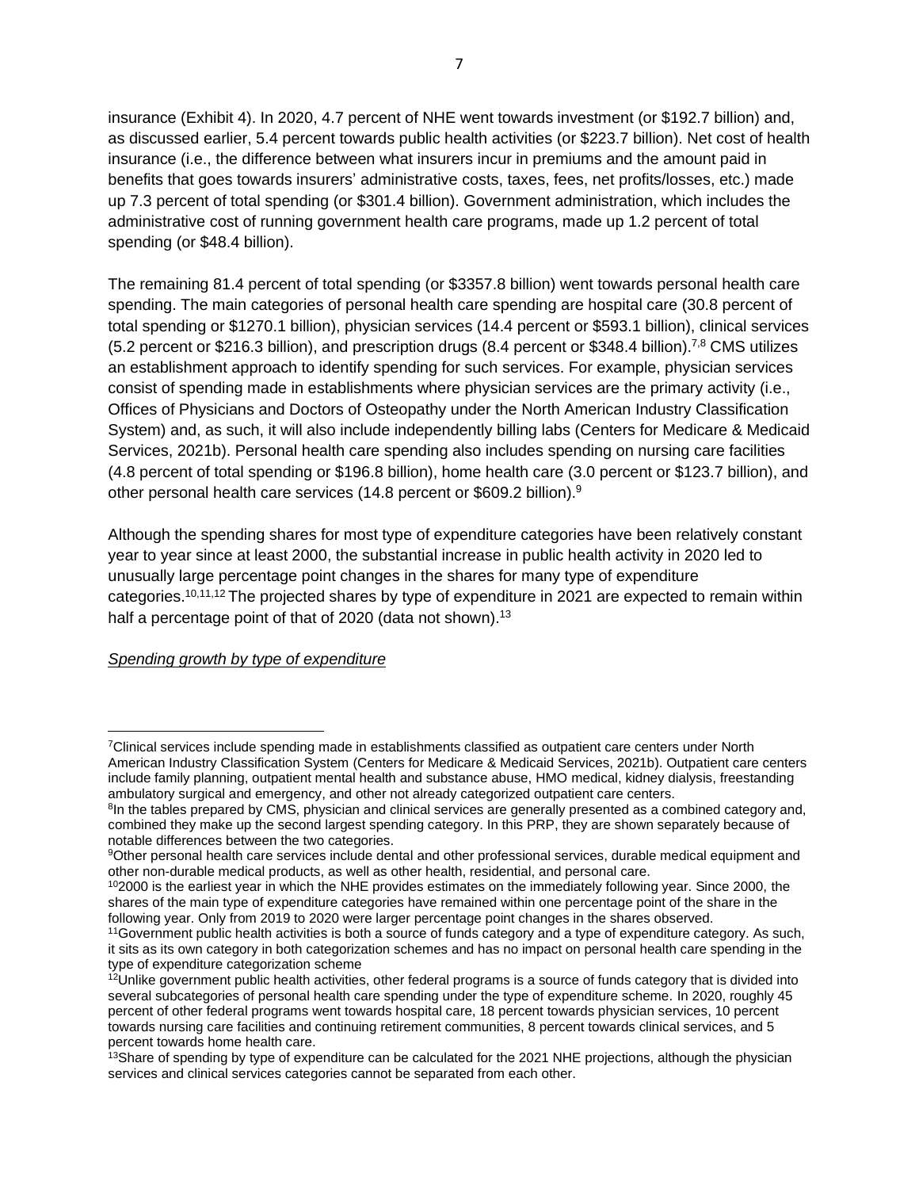insurance (Exhibit 4). In 2020, 4.7 percent of NHE went towards investment (or $192.7 billion) and, as discussed earlier, 5.4 percent towards public health activities (or $223.7 billion). Net cost of health insurance (i.e., the difference between what insurers incur in premiums and the amount paid in benefits that goes towards insurers' administrative costs, taxes, fees, net profits/losses, etc.) made up 7.3 percent of total spending (or $301.4 billion). Government administration, which includes the administrative cost of running government health care programs, made up 1.2 percent of total spending (or $48.4 billion).

The remaining 81.4 percent of total spending (or $3357.8 billion) went towards personal health care spending. The main categories of personal health care spending are hospital care (30.8 percent of total spending or $1270.1 billion), physician services (14.4 percent or $593.1 billion), clinical services (5.2 percent or $216.3 billion), and prescription drugs (8.4 percent or $348.4 billion).[7,8] CMS utilizes an establishment approach to identify spending for such services. For example, physician services consist of spending made in establishments where physician services are the primary activity (i.e., Offices of Physicians and Doctors of Osteopathy under the North American Industry Classification System) and, as such, it will also include independently billing labs (Centers for Medicare & Medicaid Services, 2021b). Personal health care spending also includes spending on nursing care facilities (4.8 percent of total spending or $196.8 billion), home health care (3.0 percent or $123.7 billion), and other personal health care services (14.8 percent or $609.2 billion).[9]

Although the spending shares for most type of expenditure categories have been relatively constant year to year since at least 2000, the substantial increase in public health activity in 2020 led to unusually large percentage point changes in the shares for many type of expenditure categories.[10,11,12] The projected shares by type of expenditure in 2021 are expected to remain within half a percentage point of that of 2020 (data not shown).[13]

*Spending growth by type of expenditure*

---

[7] Clinical services include spending made in establishments classified as outpatient care centers under North American Industry Classification System (Centers for Medicare & Medicaid Services, 2021b). Outpatient care centers include family planning, outpatient mental health and substance abuse, HMO medical, kidney dialysis, freestanding ambulatory surgical and emergency, and other not already categorized outpatient care centers.

[8] In the tables prepared by CMS, physician and clinical services are generally presented as a combined category and, combined they make up the second largest spending category. In this PRP, they are shown separately because of notable differences between the two categories.

[9] Other personal health care services include dental and other professional services, durable medical equipment and other non-durable medical products, as well as other health, residential, and personal care.

[10] 2000 is the earliest year in which the NHE provides estimates on the immediately following year. Since 2000, the shares of the main type of expenditure categories have remained within one percentage point of the share in the following year. Only from 2019 to 2020 were larger percentage point changes in the shares observed.

[11] Government public health activities is both a source of funds category and a type of expenditure category. As such, it sits as its own category in both categorization schemes and has no impact on personal health care spending in the type of expenditure categorization scheme

[12] Unlike government public health activities, other federal programs is a source of funds category that is divided into several subcategories of personal health care spending under the type of expenditure scheme. In 2020, roughly 45 percent of other federal programs went towards hospital care, 18 percent towards physician services, 10 percent towards nursing care facilities and continuing retirement communities, 8 percent towards clinical services, and 5 percent towards home health care.

[13] Share of spending by type of expenditure can be calculated for the 2021 NHE projections, although the physician services and clinical services categories cannot be separated from each other.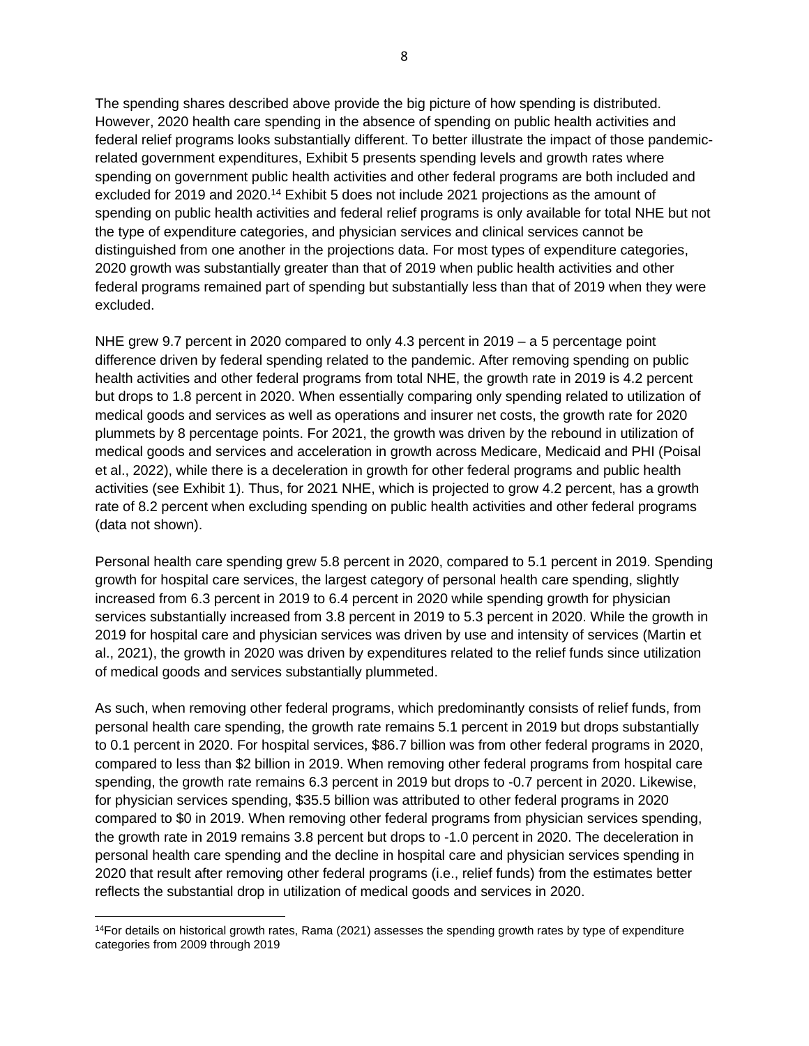The spending shares described above provide the big picture of how spending is distributed. However, 2020 health care spending in the absence of spending on public health activities and federal relief programs looks substantially different. To better illustrate the impact of those pandemic-related government expenditures, Exhibit 5 presents spending levels and growth rates where spending on government public health activities and other federal programs are both included and excluded for 2019 and 2020.[14] Exhibit 5 does not include 2021 projections as the amount of spending on public health activities and federal relief programs is only available for total NHE but not the type of expenditure categories, and physician services and clinical services cannot be distinguished from one another in the projections data. For most types of expenditure categories, 2020 growth was substantially greater than that of 2019 when public health activities and other federal programs remained part of spending but substantially less than that of 2019 when they were excluded.

NHE grew 9.7 percent in 2020 compared to only 4.3 percent in 2019 – a 5 percentage point difference driven by federal spending related to the pandemic. After removing spending on public health activities and other federal programs from total NHE, the growth rate in 2019 is 4.2 percent but drops to 1.8 percent in 2020. When essentially comparing only spending related to utilization of medical goods and services as well as operations and insurer net costs, the growth rate for 2020 plummets by 8 percentage points. For 2021, the growth was driven by the rebound in utilization of medical goods and services and acceleration in growth across Medicare, Medicaid and PHI (Poisal et al., 2022), while there is a deceleration in growth for other federal programs and public health activities (see Exhibit 1). Thus, for 2021 NHE, which is projected to grow 4.2 percent, has a growth rate of 8.2 percent when excluding spending on public health activities and other federal programs (data not shown).

Personal health care spending grew 5.8 percent in 2020, compared to 5.1 percent in 2019. Spending growth for hospital care services, the largest category of personal health care spending, slightly increased from 6.3 percent in 2019 to 6.4 percent in 2020 while spending growth for physician services substantially increased from 3.8 percent in 2019 to 5.3 percent in 2020. While the growth in 2019 for hospital care and physician services was driven by use and intensity of services (Martin et al., 2021), the growth in 2020 was driven by expenditures related to the relief funds since utilization of medical goods and services substantially plummeted.

As such, when removing other federal programs, which predominantly consists of relief funds, from personal health care spending, the growth rate remains 5.1 percent in 2019 but drops substantially to 0.1 percent in 2020. For hospital services, $86.7 billion was from other federal programs in 2020, compared to less than $2 billion in 2019. When removing other federal programs from hospital care spending, the growth rate remains 6.3 percent in 2019 but drops to -0.7 percent in 2020. Likewise, for physician services spending, $35.5 billion was attributed to other federal programs in 2020 compared to $0 in 2019. When removing other federal programs from physician services spending, the growth rate in 2019 remains 3.8 percent but drops to -1.0 percent in 2020. The deceleration in personal health care spending and the decline in hospital care and physician services spending in 2020 that result after removing other federal programs (i.e., relief funds) from the estimates better reflects the substantial drop in utilization of medical goods and services in 2020.

[14]For details on historical growth rates, Rama (2021) assesses the spending growth rates by type of expenditure categories from 2009 through 2019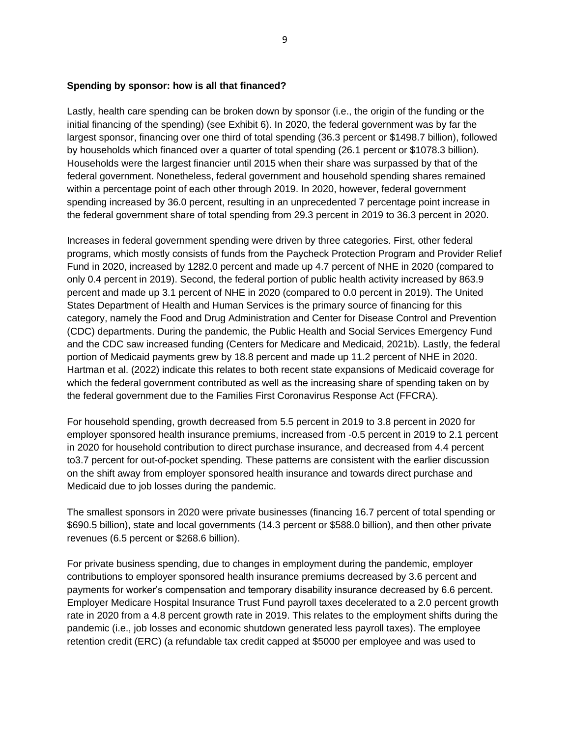**Spending by sponsor: how is all that financed?**

Lastly, health care spending can be broken down by sponsor (i.e., the origin of the funding or the initial financing of the spending) (see Exhibit 6). In 2020, the federal government was by far the largest sponsor, financing over one third of total spending (36.3 percent or $1498.7 billion), followed by households which financed over a quarter of total spending (26.1 percent or $1078.3 billion). Households were the largest financier until 2015 when their share was surpassed by that of the federal government. Nonetheless, federal government and household spending shares remained within a percentage point of each other through 2019. In 2020, however, federal government spending increased by 36.0 percent, resulting in an unprecedented 7 percentage point increase in the federal government share of total spending from 29.3 percent in 2019 to 36.3 percent in 2020.

Increases in federal government spending were driven by three categories. First, other federal programs, which mostly consists of funds from the Paycheck Protection Program and Provider Relief Fund in 2020, increased by 1282.0 percent and made up 4.7 percent of NHE in 2020 (compared to only 0.4 percent in 2019). Second, the federal portion of public health activity increased by 863.9 percent and made up 3.1 percent of NHE in 2020 (compared to 0.0 percent in 2019). The United States Department of Health and Human Services is the primary source of financing for this category, namely the Food and Drug Administration and Center for Disease Control and Prevention (CDC) departments. During the pandemic, the Public Health and Social Services Emergency Fund and the CDC saw increased funding (Centers for Medicare and Medicaid, 2021b). Lastly, the federal portion of Medicaid payments grew by 18.8 percent and made up 11.2 percent of NHE in 2020. Hartman et al. (2022) indicate this relates to both recent state expansions of Medicaid coverage for which the federal government contributed as well as the increasing share of spending taken on by the federal government due to the Families First Coronavirus Response Act (FFCRA).

For household spending, growth decreased from 5.5 percent in 2019 to 3.8 percent in 2020 for employer sponsored health insurance premiums, increased from -0.5 percent in 2019 to 2.1 percent in 2020 for household contribution to direct purchase insurance, and decreased from 4.4 percent to3.7 percent for out-of-pocket spending. These patterns are consistent with the earlier discussion on the shift away from employer sponsored health insurance and towards direct purchase and Medicaid due to job losses during the pandemic.

The smallest sponsors in 2020 were private businesses (financing 16.7 percent of total spending or $690.5 billion), state and local governments (14.3 percent or $588.0 billion), and then other private revenues (6.5 percent or $268.6 billion).

For private business spending, due to changes in employment during the pandemic, employer contributions to employer sponsored health insurance premiums decreased by 3.6 percent and payments for worker's compensation and temporary disability insurance decreased by 6.6 percent. Employer Medicare Hospital Insurance Trust Fund payroll taxes decelerated to a 2.0 percent growth rate in 2020 from a 4.8 percent growth rate in 2019. This relates to the employment shifts during the pandemic (i.e., job losses and economic shutdown generated less payroll taxes). The employee retention credit (ERC) (a refundable tax credit capped at $5000 per employee and was used to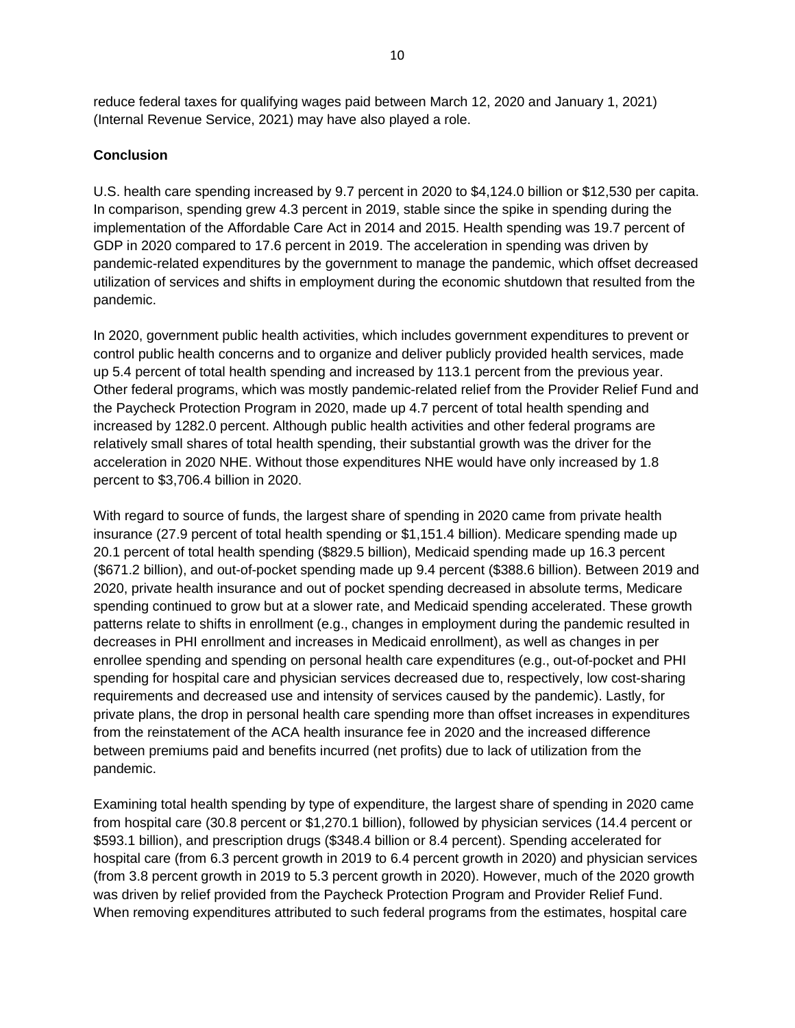reduce federal taxes for qualifying wages paid between March 12, 2020 and January 1, 2021) (Internal Revenue Service, 2021) may have also played a role.

## Conclusion

U.S. health care spending increased by 9.7 percent in 2020 to $4,124.0 billion or $12,530 per capita. In comparison, spending grew 4.3 percent in 2019, stable since the spike in spending during the implementation of the Affordable Care Act in 2014 and 2015. Health spending was 19.7 percent of GDP in 2020 compared to 17.6 percent in 2019. The acceleration in spending was driven by pandemic-related expenditures by the government to manage the pandemic, which offset decreased utilization of services and shifts in employment during the economic shutdown that resulted from the pandemic.

In 2020, government public health activities, which includes government expenditures to prevent or control public health concerns and to organize and deliver publicly provided health services, made up 5.4 percent of total health spending and increased by 113.1 percent from the previous year. Other federal programs, which was mostly pandemic-related relief from the Provider Relief Fund and the Paycheck Protection Program in 2020, made up 4.7 percent of total health spending and increased by 1282.0 percent. Although public health activities and other federal programs are relatively small shares of total health spending, their substantial growth was the driver for the acceleration in 2020 NHE. Without those expenditures NHE would have only increased by 1.8 percent to $3,706.4 billion in 2020.

With regard to source of funds, the largest share of spending in 2020 came from private health insurance (27.9 percent of total health spending or $1,151.4 billion). Medicare spending made up 20.1 percent of total health spending ($829.5 billion), Medicaid spending made up 16.3 percent ($671.2 billion), and out-of-pocket spending made up 9.4 percent ($388.6 billion). Between 2019 and 2020, private health insurance and out of pocket spending decreased in absolute terms, Medicare spending continued to grow but at a slower rate, and Medicaid spending accelerated. These growth patterns relate to shifts in enrollment (e.g., changes in employment during the pandemic resulted in decreases in PHI enrollment and increases in Medicaid enrollment), as well as changes in per enrollee spending and spending on personal health care expenditures (e.g., out-of-pocket and PHI spending for hospital care and physician services decreased due to, respectively, low cost-sharing requirements and decreased use and intensity of services caused by the pandemic). Lastly, for private plans, the drop in personal health care spending more than offset increases in expenditures from the reinstatement of the ACA health insurance fee in 2020 and the increased difference between premiums paid and benefits incurred (net profits) due to lack of utilization from the pandemic.

Examining total health spending by type of expenditure, the largest share of spending in 2020 came from hospital care (30.8 percent or $1,270.1 billion), followed by physician services (14.4 percent or $593.1 billion), and prescription drugs ($348.4 billion or 8.4 percent). Spending accelerated for hospital care (from 6.3 percent growth in 2019 to 6.4 percent growth in 2020) and physician services (from 3.8 percent growth in 2019 to 5.3 percent growth in 2020). However, much of the 2020 growth was driven by relief provided from the Paycheck Protection Program and Provider Relief Fund. When removing expenditures attributed to such federal programs from the estimates, hospital care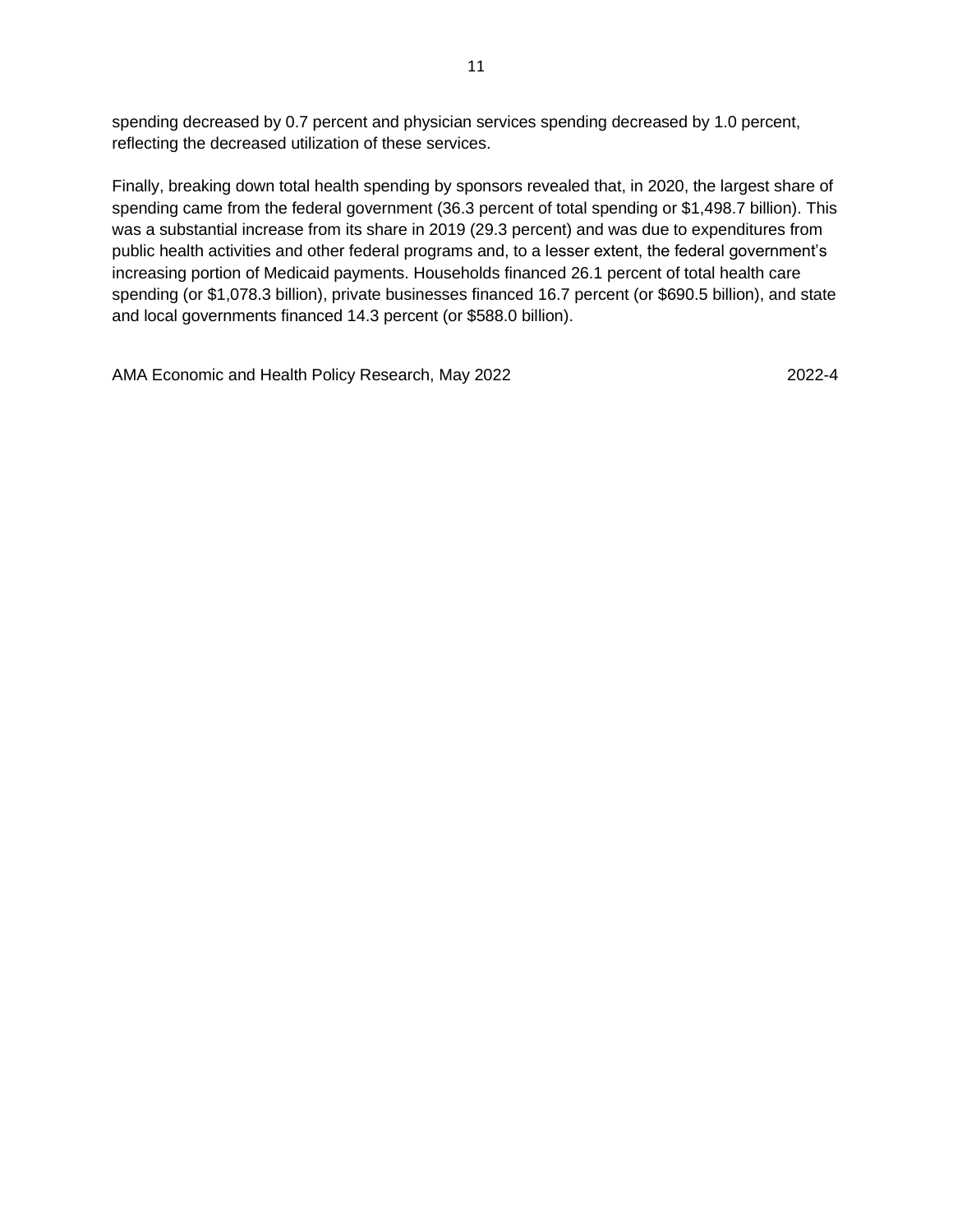spending decreased by 0.7 percent and physician services spending decreased by 1.0 percent, reflecting the decreased utilization of these services.

Finally, breaking down total health spending by sponsors revealed that, in 2020, the largest share of spending came from the federal government (36.3 percent of total spending or $1,498.7 billion). This was a substantial increase from its share in 2019 (29.3 percent) and was due to expenditures from public health activities and other federal programs and, to a lesser extent, the federal government's increasing portion of Medicaid payments. Households financed 26.1 percent of total health care spending (or $1,078.3 billion), private businesses financed 16.7 percent (or $690.5 billion), and state and local governments financed 14.3 percent (or $588.0 billion).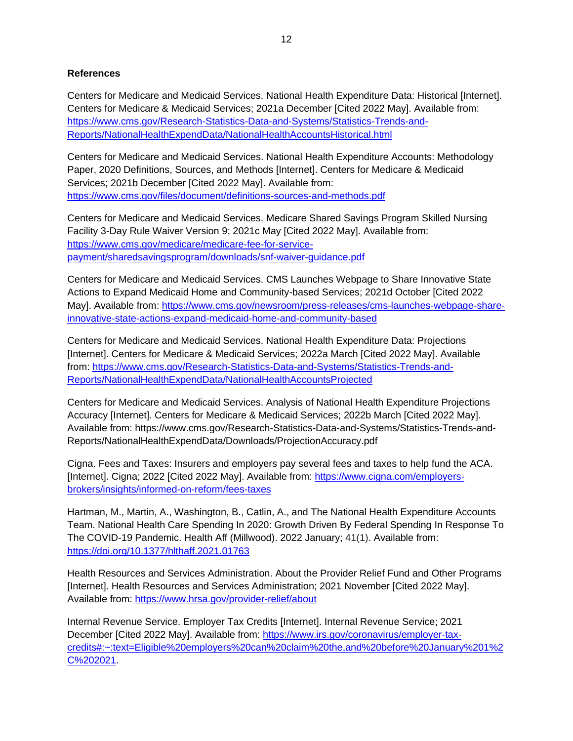## References

Centers for Medicare and Medicaid Services. National Health Expenditure Data: Historical [Internet]. Centers for Medicare & Medicaid Services; 2021a December [Cited 2022 May]. Available from: https://www.cms.gov/Research-Statistics-Data-and-Systems/Statistics-Trends-and-Reports/NationalHealthExpendData/NationalHealthAccountsHistorical.html

Centers for Medicare and Medicaid Services. National Health Expenditure Accounts: Methodology Paper, 2020 Definitions, Sources, and Methods [Internet]. Centers for Medicare & Medicaid Services; 2021b December [Cited 2022 May]. Available from: https://www.cms.gov/files/document/definitions-sources-and-methods.pdf

Centers for Medicare and Medicaid Services. Medicare Shared Savings Program Skilled Nursing Facility 3-Day Rule Waiver Version 9; 2021c May [Cited 2022 May]. Available from: https://www.cms.gov/medicare/medicare-fee-for-service-payment/sharedsavingsprogram/downloads/snf-waiver-guidance.pdf

Centers for Medicare and Medicaid Services. CMS Launches Webpage to Share Innovative State Actions to Expand Medicaid Home and Community-based Services; 2021d October [Cited 2022 May]. Available from: https://www.cms.gov/newsroom/press-releases/cms-launches-webpage-share-innovative-state-actions-expand-medicaid-home-and-community-based

Centers for Medicare and Medicaid Services. National Health Expenditure Data: Projections [Internet]. Centers for Medicare & Medicaid Services; 2022a March [Cited 2022 May]. Available from: https://www.cms.gov/Research-Statistics-Data-and-Systems/Statistics-Trends-and-Reports/NationalHealthExpendData/NationalHealthAccountsProjected

Centers for Medicare and Medicaid Services. Analysis of National Health Expenditure Projections Accuracy [Internet]. Centers for Medicare & Medicaid Services; 2022b March [Cited 2022 May]. Available from: https://www.cms.gov/Research-Statistics-Data-and-Systems/Statistics-Trends-and-Reports/NationalHealthExpendData/Downloads/ProjectionAccuracy.pdf

Cigna. Fees and Taxes: Insurers and employers pay several fees and taxes to help fund the ACA. [Internet]. Cigna; 2022 [Cited 2022 May]. Available from: https://www.cigna.com/employers-brokers/insights/informed-on-reform/fees-taxes

Hartman, M., Martin, A., Washington, B., Catlin, A., and The National Health Expenditure Accounts Team. National Health Care Spending In 2020: Growth Driven By Federal Spending In Response To The COVID-19 Pandemic. Health Aff (Millwood). 2022 January; 41(1). Available from: https://doi.org/10.1377/hlthaff.2021.01763

Health Resources and Services Administration. About the Provider Relief Fund and Other Programs [Internet]. Health Resources and Services Administration; 2021 November [Cited 2022 May]. Available from: https://www.hrsa.gov/provider-relief/about

Internal Revenue Service. Employer Tax Credits [Internet]. Internal Revenue Service; 2021 December [Cited 2022 May]. Available from: https://www.irs.gov/coronavirus/employer-tax-credits#:~:text=Eligible%20employers%20can%20claim%20the,and%20before%20January%201%2C%202021.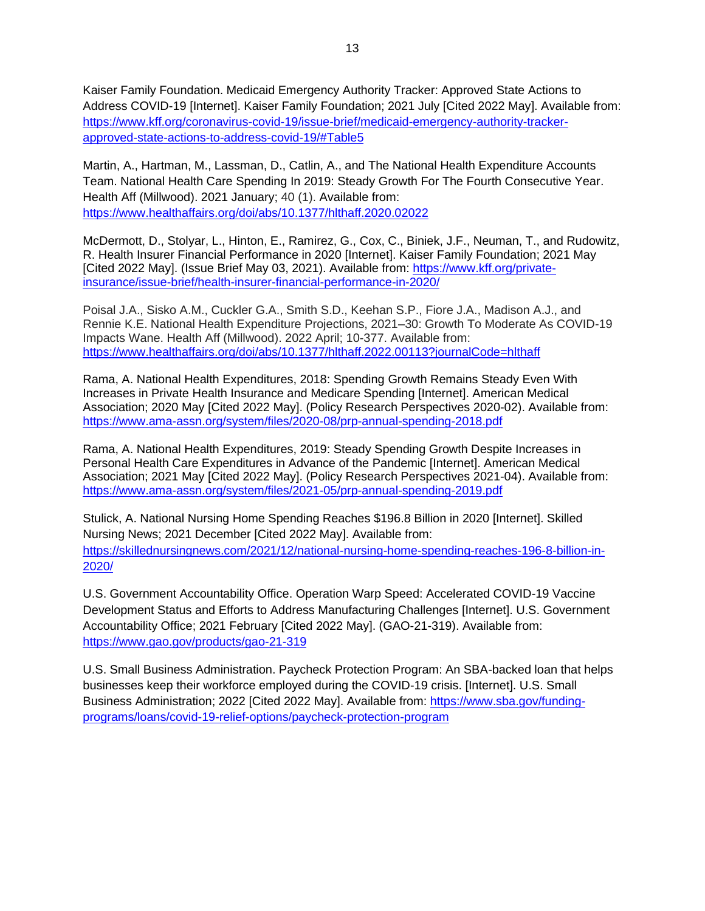Kaiser Family Foundation. Medicaid Emergency Authority Tracker: Approved State Actions to Address COVID-19 [Internet]. Kaiser Family Foundation; 2021 July [Cited 2022 May]. Available from: https://www.kff.org/coronavirus-covid-19/issue-brief/medicaid-emergency-authority-tracker-approved-state-actions-to-address-covid-19/#Table5

Martin, A., Hartman, M., Lassman, D., Catlin, A., and The National Health Expenditure Accounts Team. National Health Care Spending In 2019: Steady Growth For The Fourth Consecutive Year. Health Aff (Millwood). 2021 January; 40 (1). Available from: https://www.healthaffairs.org/doi/abs/10.1377/hlthaff.2020.02022

McDermott, D., Stolyar, L., Hinton, E., Ramirez, G., Cox, C., Biniek, J.F., Neuman, T., and Rudowitz, R. Health Insurer Financial Performance in 2020 [Internet]. Kaiser Family Foundation; 2021 May [Cited 2022 May]. (Issue Brief May 03, 2021). Available from: https://www.kff.org/private-insurance/issue-brief/health-insurer-financial-performance-in-2020/

Poisal J.A., Sisko A.M., Cuckler G.A., Smith S.D., Keehan S.P., Fiore J.A., Madison A.J., and Rennie K.E. National Health Expenditure Projections, 2021–30: Growth To Moderate As COVID-19 Impacts Wane. Health Aff (Millwood). 2022 April; 10-377. Available from: https://www.healthaffairs.org/doi/abs/10.1377/hlthaff.2022.00113?journalCode=hlthaff

Rama, A. National Health Expenditures, 2018: Spending Growth Remains Steady Even With Increases in Private Health Insurance and Medicare Spending [Internet]. American Medical Association; 2020 May [Cited 2022 May]. (Policy Research Perspectives 2020-02). Available from: https://www.ama-assn.org/system/files/2020-08/prp-annual-spending-2018.pdf

Rama, A. National Health Expenditures, 2019: Steady Spending Growth Despite Increases in Personal Health Care Expenditures in Advance of the Pandemic [Internet]. American Medical Association; 2021 May [Cited 2022 May]. (Policy Research Perspectives 2021-04). Available from: https://www.ama-assn.org/system/files/2021-05/prp-annual-spending-2019.pdf

Stulick, A. National Nursing Home Spending Reaches $196.8 Billion in 2020 [Internet]. Skilled Nursing News; 2021 December [Cited 2022 May]. Available from: https://skillednursingnews.com/2021/12/national-nursing-home-spending-reaches-196-8-billion-in-2020/

U.S. Government Accountability Office. Operation Warp Speed: Accelerated COVID-19 Vaccine Development Status and Efforts to Address Manufacturing Challenges [Internet]. U.S. Government Accountability Office; 2021 February [Cited 2022 May]. (GAO-21-319). Available from: https://www.gao.gov/products/gao-21-319

U.S. Small Business Administration. Paycheck Protection Program: An SBA-backed loan that helps businesses keep their workforce employed during the COVID-19 crisis. [Internet]. U.S. Small Business Administration; 2022 [Cited 2022 May]. Available from: https://www.sba.gov/funding-programs/loans/covid-19-relief-options/paycheck-protection-program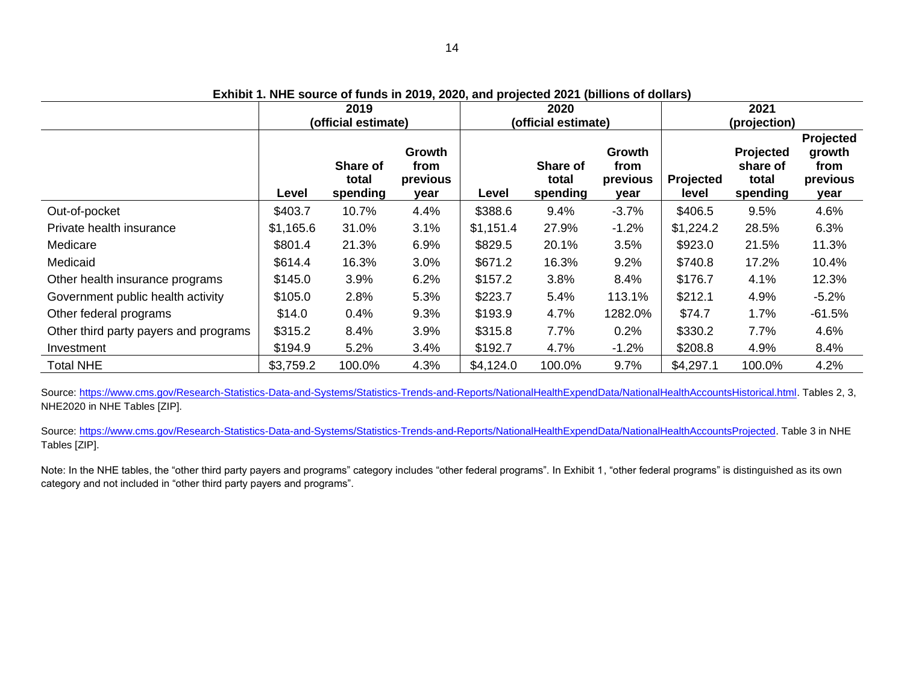**Exhibit 1. NHE source of funds in 2019, 2020, and projected 2021 (billions of dollars)**

| | 2019 (official estimate) | | | 2020 (official estimate) | | | 2021 (projection) | | |
|---|---|---|---|---|---|---|---|---|---|
| | Level | Share of total spending | Growth from previous year | Level | Share of total spending | Growth from previous year | Projected level | Projected share of total spending | Projected growth from previous year |
| Out-of-pocket | $403.7 | 10.7% | 4.4% | $388.6 | 9.4% | -3.7% | $406.5 | 9.5% | 4.6% |
| Private health insurance | $1,165.6 | 31.0% | 3.1% | $1,151.4 | 27.9% | -1.2% | $1,224.2 | 28.5% | 6.3% |
| Medicare | $801.4 | 21.3% | 6.9% | $829.5 | 20.1% | 3.5% | $923.0 | 21.5% | 11.3% |
| Medicaid | $614.4 | 16.3% | 3.0% | $671.2 | 16.3% | 9.2% | $740.8 | 17.2% | 10.4% |
| Other health insurance programs | $145.0 | 3.9% | 6.2% | $157.2 | 3.8% | 8.4% | $176.7 | 4.1% | 12.3% |
| Government public health activity | $105.0 | 2.8% | 5.3% | $223.7 | 5.4% | 113.1% | $212.1 | 4.9% | -5.2% |
| Other federal programs | $14.0 | 0.4% | 9.3% | $193.9 | 4.7% | 1282.0% | $74.7 | 1.7% | -61.5% |
| Other third party payers and programs | $315.2 | 8.4% | 3.9% | $315.8 | 7.7% | 0.2% | $330.2 | 7.7% | 4.6% |
| Investment | $194.9 | 5.2% | 3.4% | $192.7 | 4.7% | -1.2% | $208.8 | 4.9% | 8.4% |
| Total NHE | $3,759.2 | 100.0% | 4.3% | $4,124.0 | 100.0% | 9.7% | $4,297.1 | 100.0% | 4.2% |

Source: https://www.cms.gov/Research-Statistics-Data-and-Systems/Statistics-Trends-and-Reports/NationalHealthExpendData/NationalHealthAccountsHistorical.html. Tables 2, 3, NHE2020 in NHE Tables [ZIP].

Source: https://www.cms.gov/Research-Statistics-Data-and-Systems/Statistics-Trends-and-Reports/NationalHealthExpendData/NationalHealthAccountsProjected. Table 3 in NHE Tables [ZIP].

Note: In the NHE tables, the "other third party payers and programs" category includes "other federal programs". In Exhibit 1, "other federal programs" is distinguished as its own category and not included in "other third party payers and programs".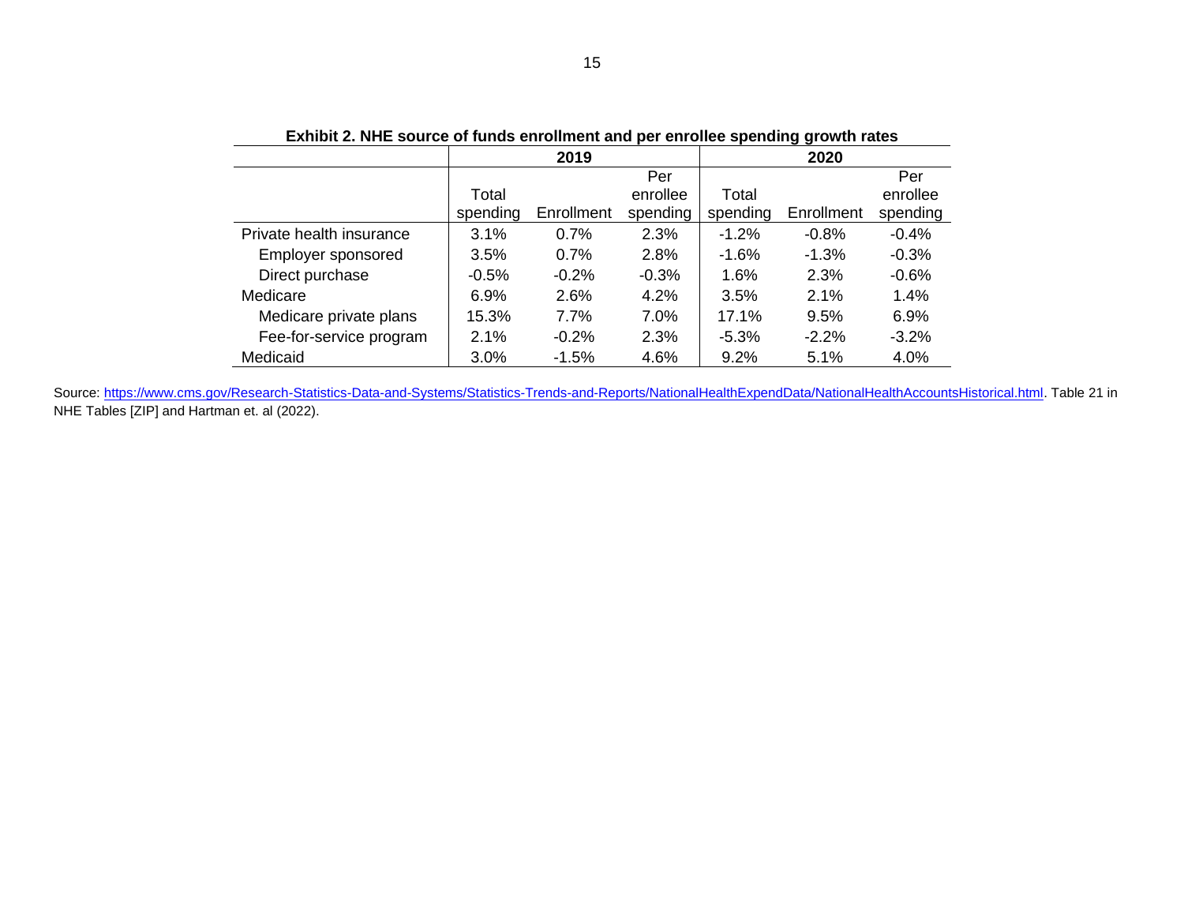**Exhibit 2. NHE source of funds enrollment and per enrollee spending growth rates**

| | 2019 | | | 2020 | | |
|---|---|---|---|---|---|---|
| | Total spending | Enrollment | Per enrollee spending | Total spending | Enrollment | Per enrollee spending |
| Private health insurance | 3.1% | 0.7% | 2.3% | -1.2% | -0.8% | -0.4% |
| Employer sponsored | 3.5% | 0.7% | 2.8% | -1.6% | -1.3% | -0.3% |
| Direct purchase | -0.5% | -0.2% | -0.3% | 1.6% | 2.3% | -0.6% |
| Medicare | 6.9% | 2.6% | 4.2% | 3.5% | 2.1% | 1.4% |
| Medicare private plans | 15.3% | 7.7% | 7.0% | 17.1% | 9.5% | 6.9% |
| Fee-for-service program | 2.1% | -0.2% | 2.3% | -5.3% | -2.2% | -3.2% |
| Medicaid | 3.0% | -1.5% | 4.6% | 9.2% | 5.1% | 4.0% |

Source: https://www.cms.gov/Research-Statistics-Data-and-Systems/Statistics-Trends-and-Reports/NationalHealthExpendData/NationalHealthAccountsHistorical.html. Table 21 in NHE Tables [ZIP] and Hartman et. al (2022).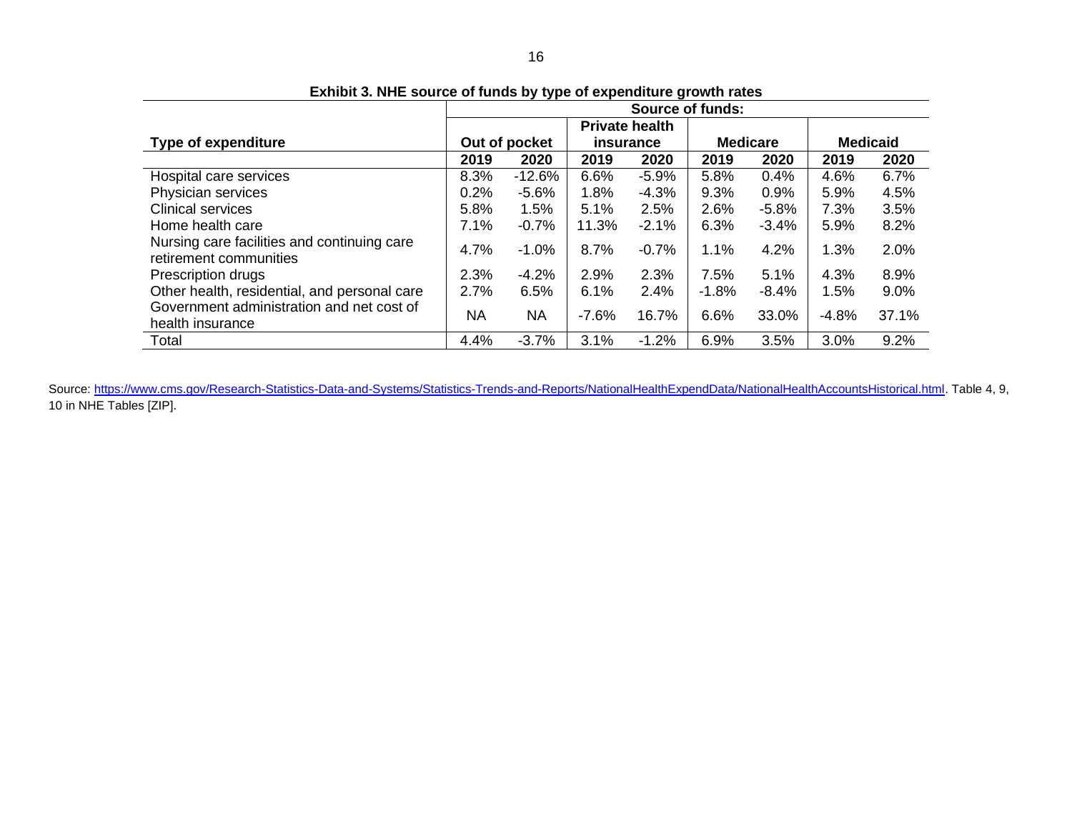**Exhibit 3. NHE source of funds by type of expenditure growth rates**

| Type of expenditure | Source of funds: | | | | | | | |
|---|---|---|---|---|---|---|---|---|
| | Out of pocket | | Private health insurance | | Medicare | | Medicaid | |
| | 2019 | 2020 | 2019 | 2020 | 2019 | 2020 | 2019 | 2020 |
| Hospital care services | 8.3% | -12.6% | 6.6% | -5.9% | 5.8% | 0.4% | 4.6% | 6.7% |
| Physician services | 0.2% | -5.6% | 1.8% | -4.3% | 9.3% | 0.9% | 5.9% | 4.5% |
| Clinical services | 5.8% | 1.5% | 5.1% | 2.5% | 2.6% | -5.8% | 7.3% | 3.5% |
| Home health care | 7.1% | -0.7% | 11.3% | -2.1% | 6.3% | -3.4% | 5.9% | 8.2% |
| Nursing care facilities and continuing care retirement communities | 4.7% | -1.0% | 8.7% | -0.7% | 1.1% | 4.2% | 1.3% | 2.0% |
| Prescription drugs | 2.3% | -4.2% | 2.9% | 2.3% | 7.5% | 5.1% | 4.3% | 8.9% |
| Other health, residential, and personal care | 2.7% | 6.5% | 6.1% | 2.4% | -1.8% | -8.4% | 1.5% | 9.0% |
| Government administration and net cost of health insurance | NA | NA | -7.6% | 16.7% | 6.6% | 33.0% | -4.8% | 37.1% |
| Total | 4.4% | -3.7% | 3.1% | -1.2% | 6.9% | 3.5% | 3.0% | 9.2% |

Source: [https://www.cms.gov/Research-Statistics-Data-and-Systems/Statistics-Trends-and-Reports/NationalHealthExpendData/NationalHealthAccountsHistorical.html](https://www.cms.gov/Research-Statistics-Data-and-Systems/Statistics-Trends-and-Reports/NationalHealthExpendData/NationalHealthAccountsHistorical.html). Table 4, 9, 10 in NHE Tables [ZIP].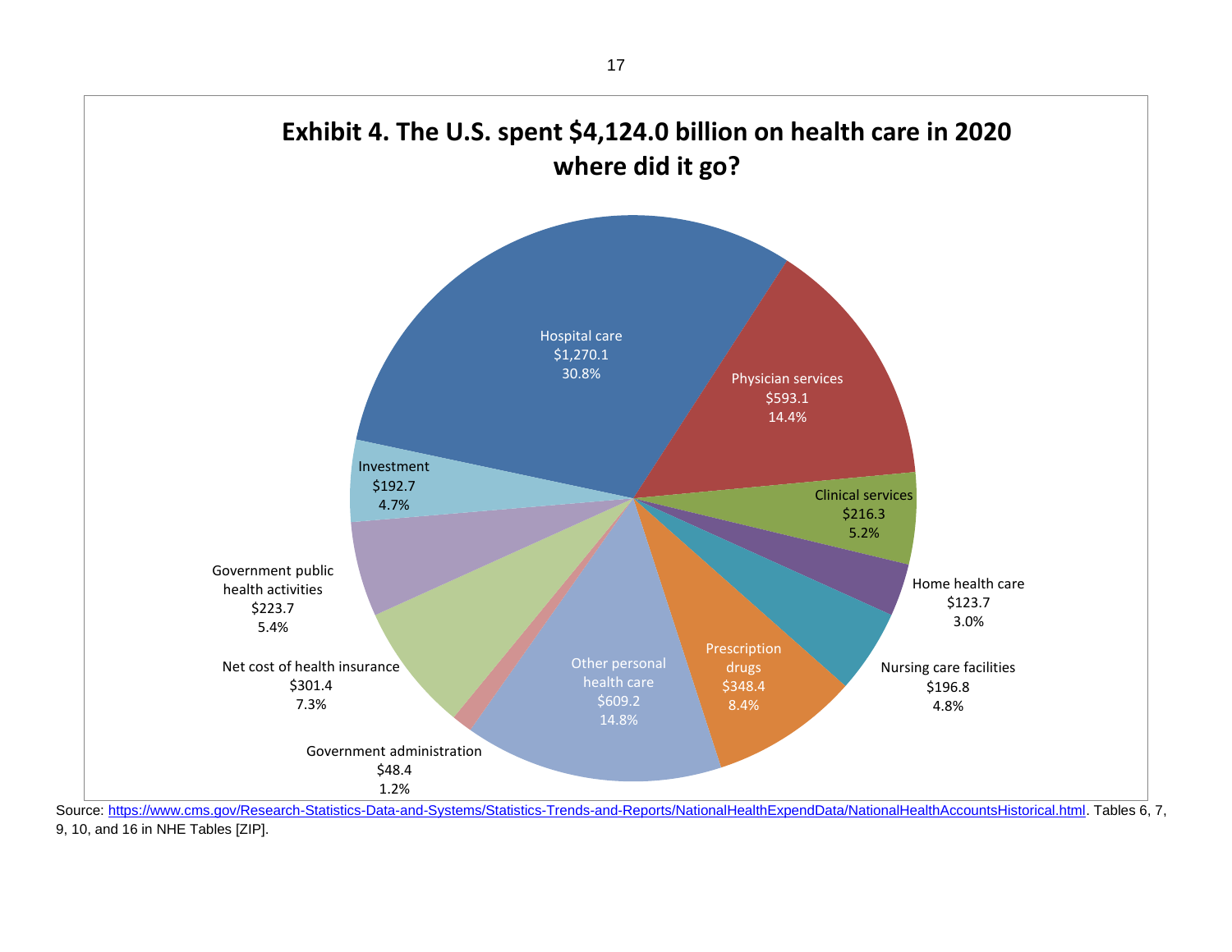## Exhibit 4. The U.S. spent $4,124.0 billion on health care in 2020 where did it go?

| Category | Amount (billions) | Share |
|---|---|---|
| Hospital care | $1,270.1 | 30.8% |
| Physician services | $593.1 | 14.4% |
| Clinical services | $216.3 | 5.2% |
| Home health care | $123.7 | 3.0% |
| Nursing care facilities | $196.8 | 4.8% |
| Prescription drugs | $348.4 | 8.4% |
| Other personal health care | $609.2 | 14.8% |
| Government administration | $48.4 | 1.2% |
| Net cost of health insurance | $301.4 | 7.3% |
| Government public health activities | $223.7 | 5.4% |
| Investment | $192.7 | 4.7% |

Source: https://www.cms.gov/Research-Statistics-Data-and-Systems/Statistics-Trends-and-Reports/NationalHealthExpendData/NationalHealthAccountsHistorical.html. Tables 6, 7, 9, 10, and 16 in NHE Tables [ZIP].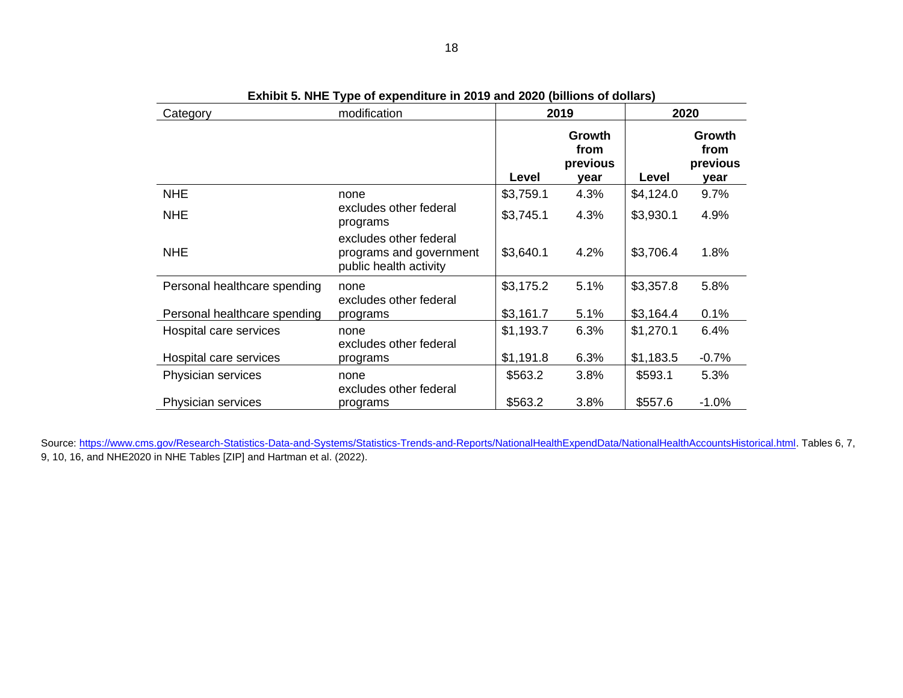**Exhibit 5. NHE Type of expenditure in 2019 and 2020 (billions of dollars)**

| Category | modification | 2019 | | 2020 | |
|---|---|---|---|---|---|
| | | Level | Growth from previous year | Level | Growth from previous year |
| NHE | none | $3,759.1 | 4.3% | $4,124.0 | 9.7% |
| NHE | excludes other federal programs | $3,745.1 | 4.3% | $3,930.1 | 4.9% |
| NHE | excludes other federal programs and government public health activity | $3,640.1 | 4.2% | $3,706.4 | 1.8% |
| Personal healthcare spending | none | $3,175.2 | 5.1% | $3,357.8 | 5.8% |
| Personal healthcare spending | excludes other federal programs | $3,161.7 | 5.1% | $3,164.4 | 0.1% |
| Hospital care services | none | $1,193.7 | 6.3% | $1,270.1 | 6.4% |
| Hospital care services | excludes other federal programs | $1,191.8 | 6.3% | $1,183.5 | -0.7% |
| Physician services | none | $563.2 | 3.8% | $593.1 | 5.3% |
| Physician services | excludes other federal programs | $563.2 | 3.8% | $557.6 | -1.0% |

Source: https://www.cms.gov/Research-Statistics-Data-and-Systems/Statistics-Trends-and-Reports/NationalHealthExpendData/NationalHealthAccountsHistorical.html. Tables 6, 7, 9, 10, 16, and NHE2020 in NHE Tables [ZIP] and Hartman et al. (2022).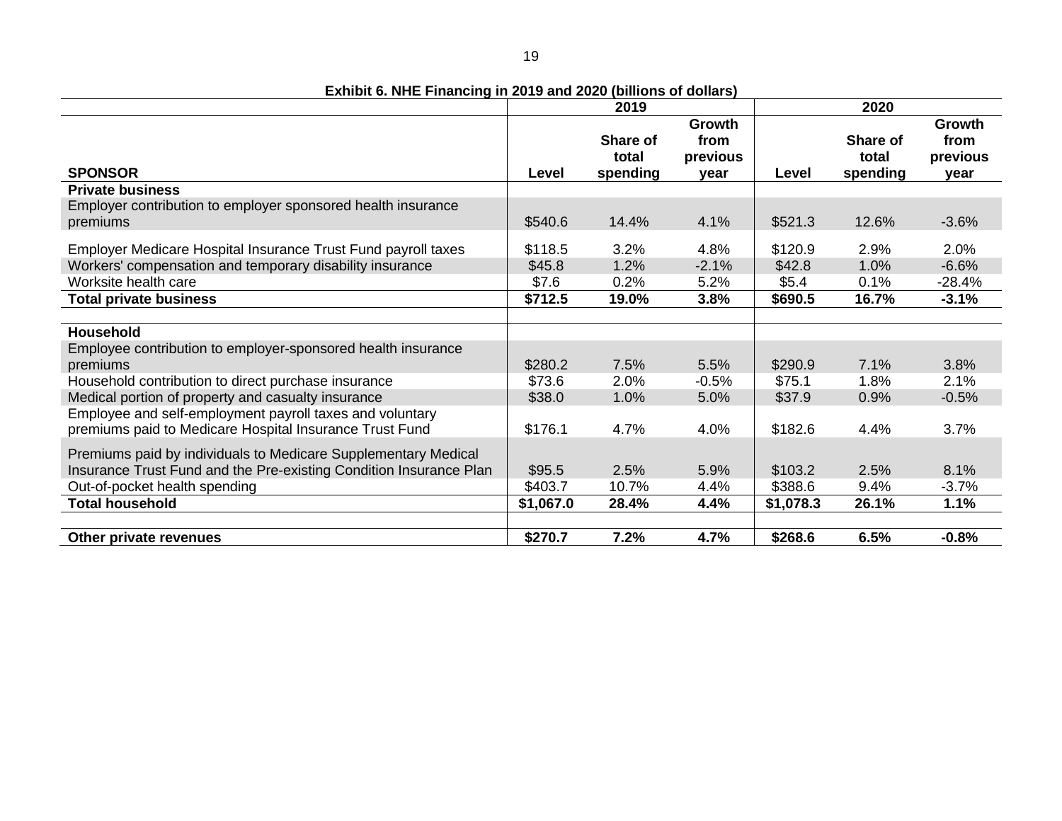**Exhibit 6. NHE Financing in 2019 and 2020 (billions of dollars)**

| | 2019 | | | 2020 | | |
|---|---|---|---|---|---|---|
| **SPONSOR** | **Level** | **Share of total spending** | **Growth from previous year** | **Level** | **Share of total spending** | **Growth from previous year** |
| **Private business** | | | | | | |
| Employer contribution to employer sponsored health insurance premiums | $540.6 | 14.4% | 4.1% | $521.3 | 12.6% | -3.6% |
| Employer Medicare Hospital Insurance Trust Fund payroll taxes | $118.5 | 3.2% | 4.8% | $120.9 | 2.9% | 2.0% |
| Workers' compensation and temporary disability insurance | $45.8 | 1.2% | -2.1% | $42.8 | 1.0% | -6.6% |
| Worksite health care | $7.6 | 0.2% | 5.2% | $5.4 | 0.1% | -28.4% |
| **Total private business** | **$712.5** | **19.0%** | **3.8%** | **$690.5** | **16.7%** | **-3.1%** |
| | | | | | | |
| **Household** | | | | | | |
| Employee contribution to employer-sponsored health insurance premiums | $280.2 | 7.5% | 5.5% | $290.9 | 7.1% | 3.8% |
| Household contribution to direct purchase insurance | $73.6 | 2.0% | -0.5% | $75.1 | 1.8% | 2.1% |
| Medical portion of property and casualty insurance | $38.0 | 1.0% | 5.0% | $37.9 | 0.9% | -0.5% |
| Employee and self-employment payroll taxes and voluntary premiums paid to Medicare Hospital Insurance Trust Fund | $176.1 | 4.7% | 4.0% | $182.6 | 4.4% | 3.7% |
| Premiums paid by individuals to Medicare Supplementary Medical Insurance Trust Fund and the Pre-existing Condition Insurance Plan | $95.5 | 2.5% | 5.9% | $103.2 | 2.5% | 8.1% |
| Out-of-pocket health spending | $403.7 | 10.7% | 4.4% | $388.6 | 9.4% | -3.7% |
| **Total household** | **$1,067.0** | **28.4%** | **4.4%** | **$1,078.3** | **26.1%** | **1.1%** |
| | | | | | | |
| **Other private revenues** | **$270.7** | **7.2%** | **4.7%** | **$268.6** | **6.5%** | **-0.8%** |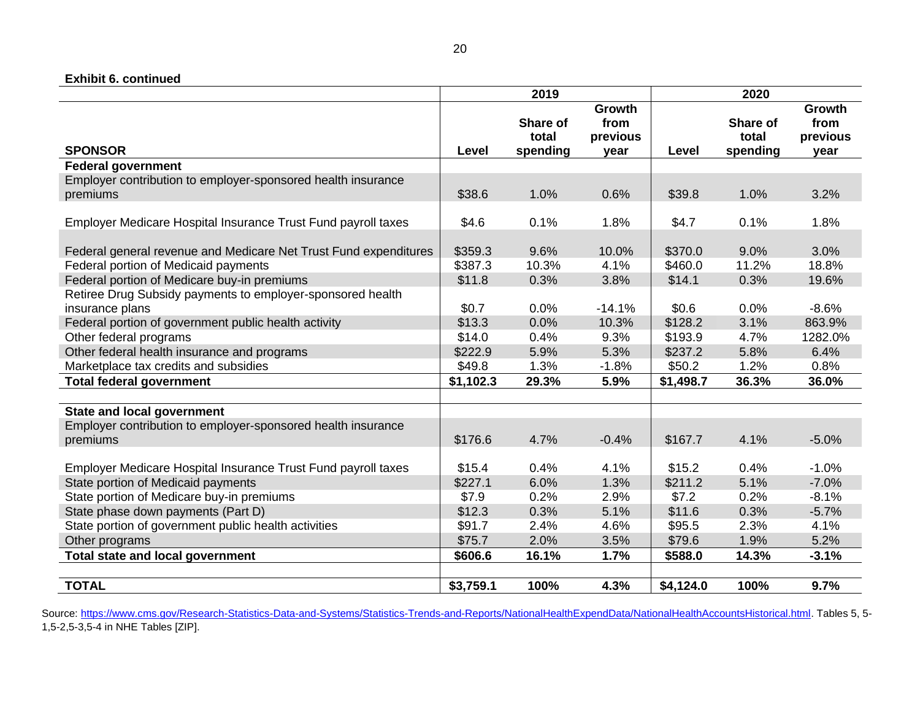**Exhibit 6. continued**

| SPONSOR | 2019 Level | 2019 Share of total spending | 2019 Growth from previous year | 2020 Level | 2020 Share of total spending | 2020 Growth from previous year |
|---|---|---|---|---|---|---|
| **Federal government** | | | | | | |
| Employer contribution to employer-sponsored health insurance premiums | $38.6 | 1.0% | 0.6% | $39.8 | 1.0% | 3.2% |
| Employer Medicare Hospital Insurance Trust Fund payroll taxes | $4.6 | 0.1% | 1.8% | $4.7 | 0.1% | 1.8% |
| Federal general revenue and Medicare Net Trust Fund expenditures | $359.3 | 9.6% | 10.0% | $370.0 | 9.0% | 3.0% |
| Federal portion of Medicaid payments | $387.3 | 10.3% | 4.1% | $460.0 | 11.2% | 18.8% |
| Federal portion of Medicare buy-in premiums | $11.8 | 0.3% | 3.8% | $14.1 | 0.3% | 19.6% |
| Retiree Drug Subsidy payments to employer-sponsored health insurance plans | $0.7 | 0.0% | -14.1% | $0.6 | 0.0% | -8.6% |
| Federal portion of government public health activity | $13.3 | 0.0% | 10.3% | $128.2 | 3.1% | 863.9% |
| Other federal programs | $14.0 | 0.4% | 9.3% | $193.9 | 4.7% | 1282.0% |
| Other federal health insurance and programs | $222.9 | 5.9% | 5.3% | $237.2 | 5.8% | 6.4% |
| Marketplace tax credits and subsidies | $49.8 | 1.3% | -1.8% | $50.2 | 1.2% | 0.8% |
| **Total federal government** | **$1,102.3** | **29.3%** | **5.9%** | **$1,498.7** | **36.3%** | **36.0%** |
| | | | | | | |
| **State and local government** | | | | | | |
| Employer contribution to employer-sponsored health insurance premiums | $176.6 | 4.7% | -0.4% | $167.7 | 4.1% | -5.0% |
| Employer Medicare Hospital Insurance Trust Fund payroll taxes | $15.4 | 0.4% | 4.1% | $15.2 | 0.4% | -1.0% |
| State portion of Medicaid payments | $227.1 | 6.0% | 1.3% | $211.2 | 5.1% | -7.0% |
| State portion of Medicare buy-in premiums | $7.9 | 0.2% | 2.9% | $7.2 | 0.2% | -8.1% |
| State phase down payments (Part D) | $12.3 | 0.3% | 5.1% | $11.6 | 0.3% | -5.7% |
| State portion of government public health activities | $91.7 | 2.4% | 4.6% | $95.5 | 2.3% | 4.1% |
| Other programs | $75.7 | 2.0% | 3.5% | $79.6 | 1.9% | 5.2% |
| **Total state and local government** | **$606.6** | **16.1%** | **1.7%** | **$588.0** | **14.3%** | **-3.1%** |
| | | | | | | |
| **TOTAL** | **$3,759.1** | **100%** | **4.3%** | **$4,124.0** | **100%** | **9.7%** |

Source: https://www.cms.gov/Research-Statistics-Data-and-Systems/Statistics-Trends-and-Reports/NationalHealthExpendData/NationalHealthAccountsHistorical.html. Tables 5, 5-1,5-2,5-3,5-4 in NHE Tables [ZIP].